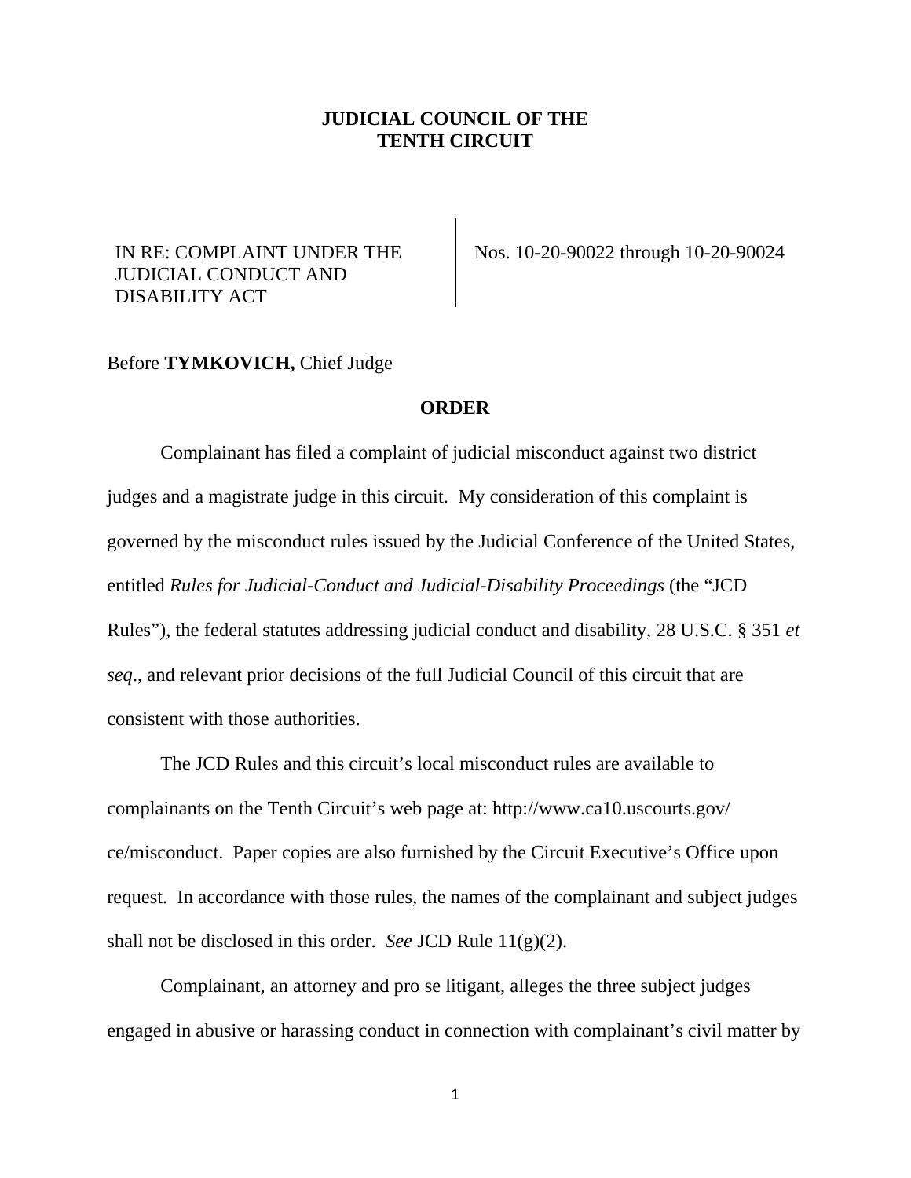**JUDICIAL COUNCIL OF THE**
**TENTH CIRCUIT**

IN RE: COMPLAINT UNDER THE JUDICIAL CONDUCT AND DISABILITY ACT

Nos. 10-20-90022 through 10-20-90024

Before **TYMKOVICH,** Chief Judge

**ORDER**

Complainant has filed a complaint of judicial misconduct against two district judges and a magistrate judge in this circuit. My consideration of this complaint is governed by the misconduct rules issued by the Judicial Conference of the United States, entitled *Rules for Judicial-Conduct and Judicial-Disability Proceedings* (the "JCD Rules"), the federal statutes addressing judicial conduct and disability, 28 U.S.C. § 351 *et seq*., and relevant prior decisions of the full Judicial Council of this circuit that are consistent with those authorities.

The JCD Rules and this circuit's local misconduct rules are available to complainants on the Tenth Circuit's web page at: http://www.ca10.uscourts.gov/ce/misconduct. Paper copies are also furnished by the Circuit Executive's Office upon request. In accordance with those rules, the names of the complainant and subject judges shall not be disclosed in this order. *See* JCD Rule 11(g)(2).

Complainant, an attorney and pro se litigant, alleges the three subject judges engaged in abusive or harassing conduct in connection with complainant's civil matter by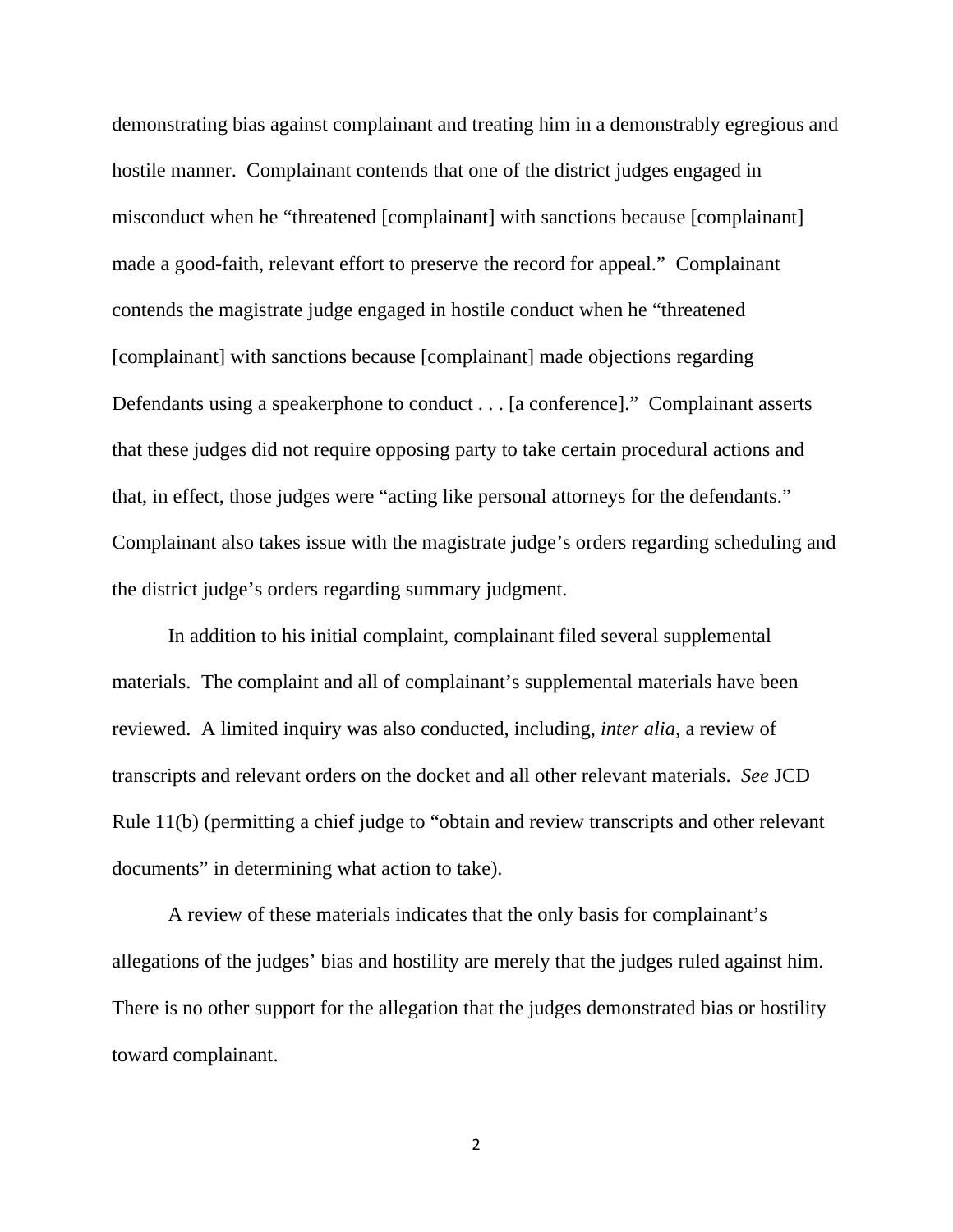demonstrating bias against complainant and treating him in a demonstrably egregious and hostile manner. Complainant contends that one of the district judges engaged in misconduct when he "threatened [complainant] with sanctions because [complainant] made a good-faith, relevant effort to preserve the record for appeal." Complainant contends the magistrate judge engaged in hostile conduct when he "threatened [complainant] with sanctions because [complainant] made objections regarding Defendants using a speakerphone to conduct . . . [a conference]." Complainant asserts that these judges did not require opposing party to take certain procedural actions and that, in effect, those judges were "acting like personal attorneys for the defendants." Complainant also takes issue with the magistrate judge's orders regarding scheduling and the district judge's orders regarding summary judgment.

In addition to his initial complaint, complainant filed several supplemental materials. The complaint and all of complainant's supplemental materials have been reviewed. A limited inquiry was also conducted, including, *inter alia*, a review of transcripts and relevant orders on the docket and all other relevant materials. *See* JCD Rule 11(b) (permitting a chief judge to "obtain and review transcripts and other relevant documents" in determining what action to take).

A review of these materials indicates that the only basis for complainant's allegations of the judges' bias and hostility are merely that the judges ruled against him. There is no other support for the allegation that the judges demonstrated bias or hostility toward complainant.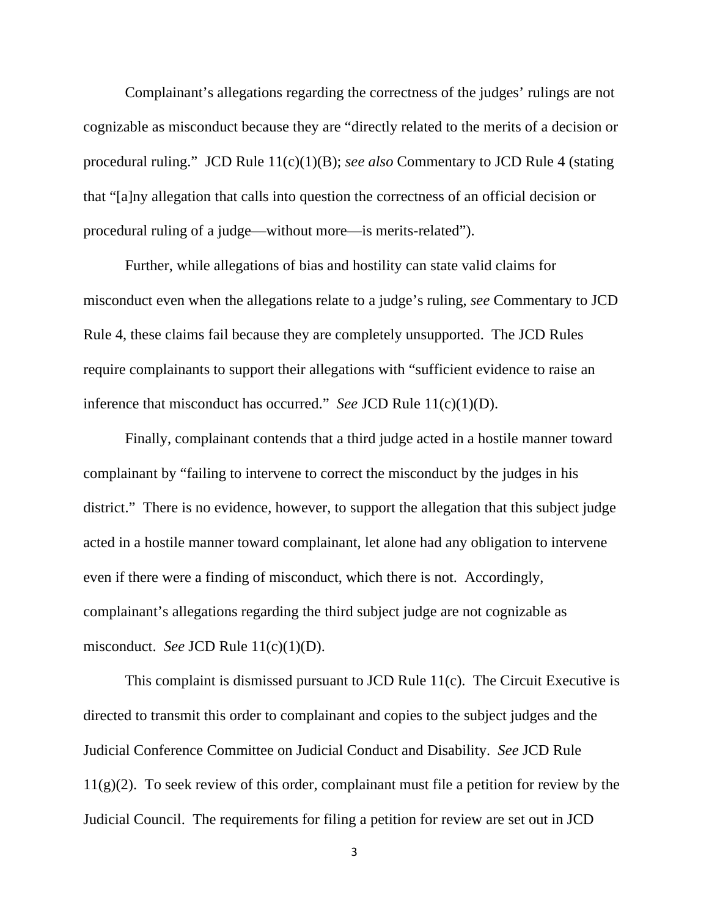Complainant's allegations regarding the correctness of the judges' rulings are not cognizable as misconduct because they are "directly related to the merits of a decision or procedural ruling." JCD Rule 11(c)(1)(B); *see also* Commentary to JCD Rule 4 (stating that "[a]ny allegation that calls into question the correctness of an official decision or procedural ruling of a judge—without more—is merits-related").

Further, while allegations of bias and hostility can state valid claims for misconduct even when the allegations relate to a judge's ruling, *see* Commentary to JCD Rule 4, these claims fail because they are completely unsupported. The JCD Rules require complainants to support their allegations with "sufficient evidence to raise an inference that misconduct has occurred." *See* JCD Rule 11(c)(1)(D).

Finally, complainant contends that a third judge acted in a hostile manner toward complainant by "failing to intervene to correct the misconduct by the judges in his district." There is no evidence, however, to support the allegation that this subject judge acted in a hostile manner toward complainant, let alone had any obligation to intervene even if there were a finding of misconduct, which there is not. Accordingly, complainant's allegations regarding the third subject judge are not cognizable as misconduct. *See* JCD Rule 11(c)(1)(D).

This complaint is dismissed pursuant to JCD Rule 11(c). The Circuit Executive is directed to transmit this order to complainant and copies to the subject judges and the Judicial Conference Committee on Judicial Conduct and Disability. *See* JCD Rule 11(g)(2). To seek review of this order, complainant must file a petition for review by the Judicial Council. The requirements for filing a petition for review are set out in JCD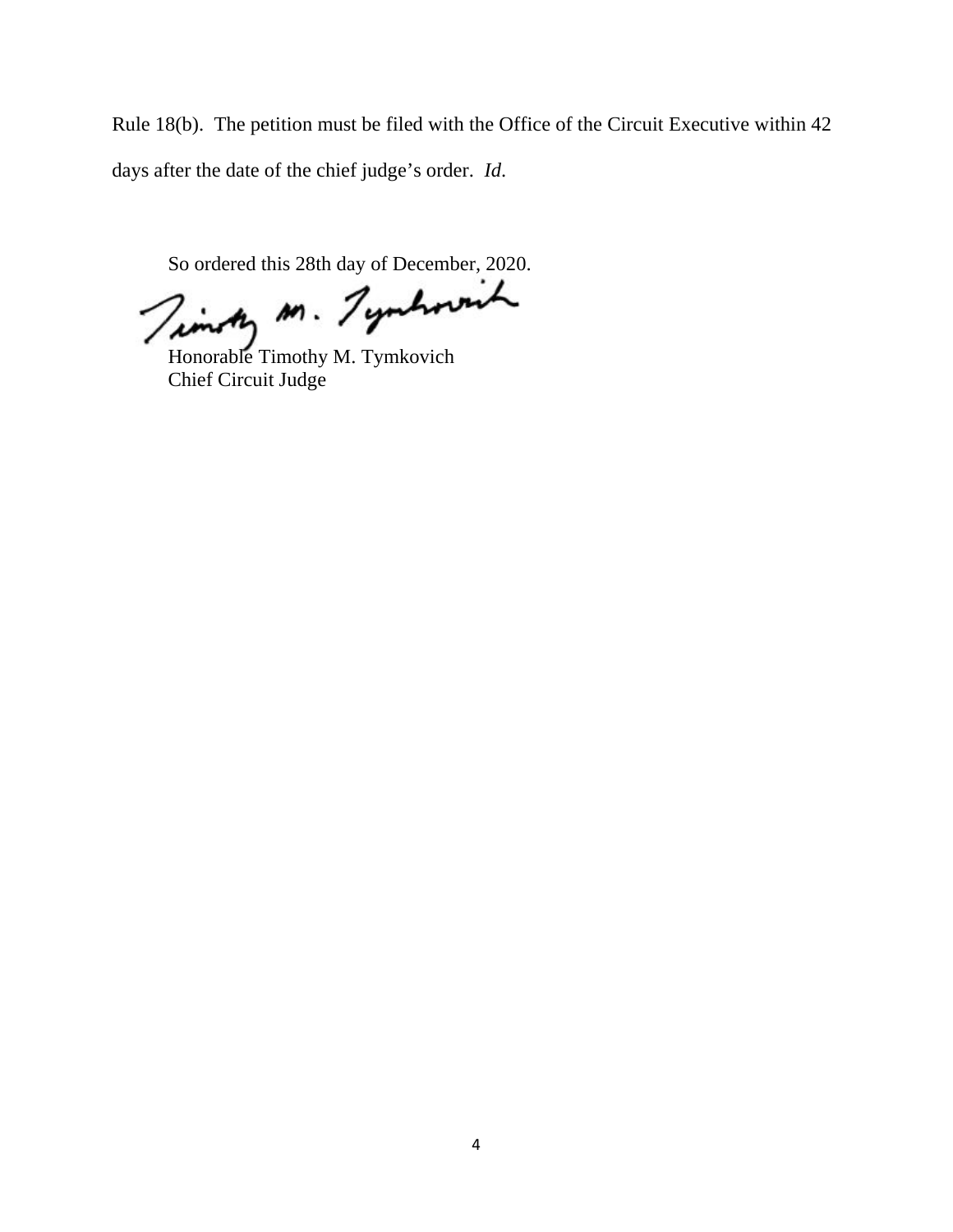Rule 18(b). The petition must be filed with the Office of the Circuit Executive within 42 days after the date of the chief judge's order. *Id*.

So ordered this 28th day of December, 2020.

Honorable Timothy M. Tymkovich
Chief Circuit Judge